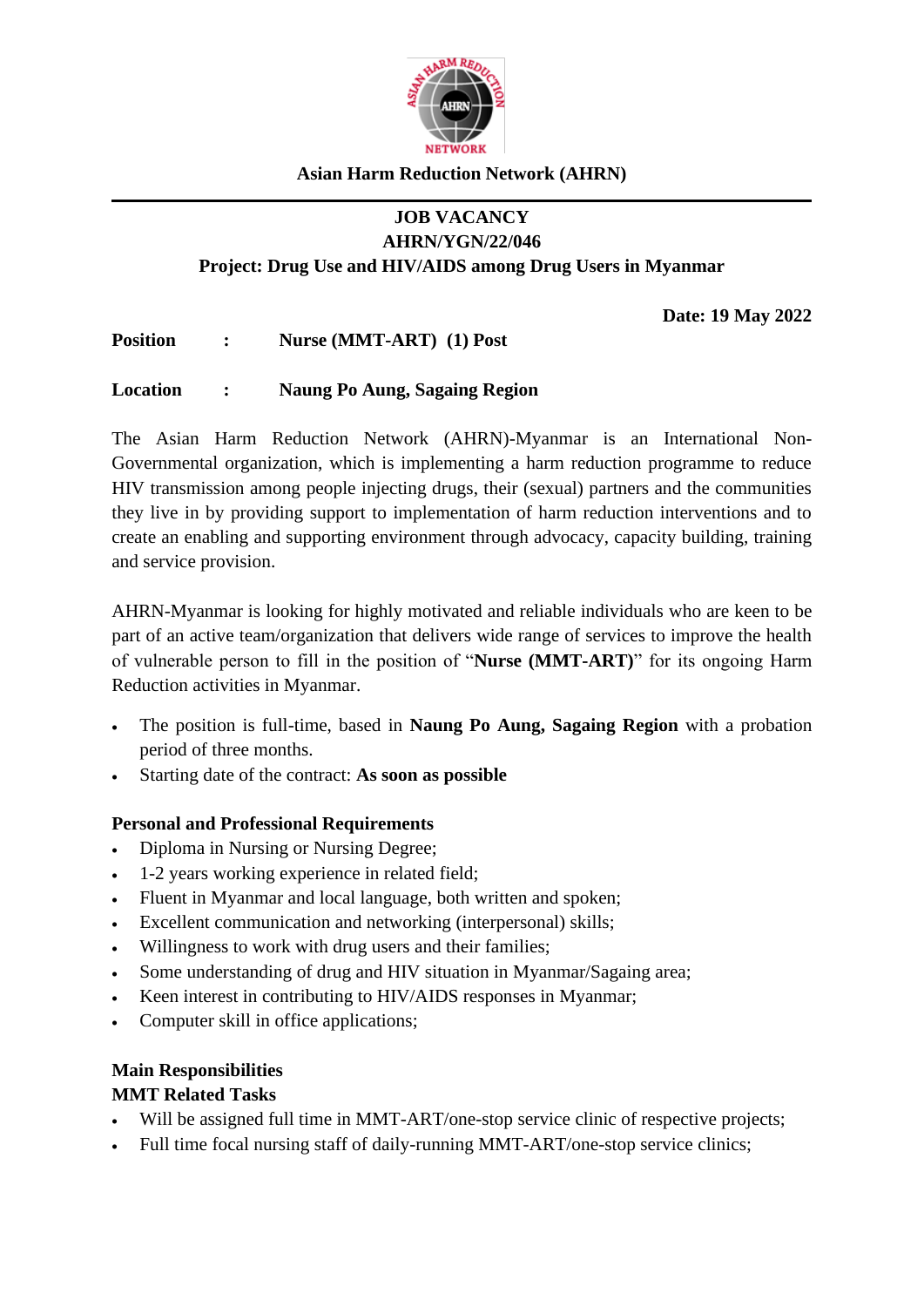**Asian Harm Reduction Network (AHRN)**

---

**JOB VACANCY**
**AHRN/YGN/22/046**
**Project: Drug Use and HIV/AIDS among Drug Users in Myanmar**

**Date: 19 May 2022**

**Position : Nurse (MMT-ART) (1) Post**

**Location : Naung Po Aung, Sagaing Region**

The Asian Harm Reduction Network (AHRN)-Myanmar is an International Non-Governmental organization, which is implementing a harm reduction programme to reduce HIV transmission among people injecting drugs, their (sexual) partners and the communities they live in by providing support to implementation of harm reduction interventions and to create an enabling and supporting environment through advocacy, capacity building, training and service provision.

AHRN-Myanmar is looking for highly motivated and reliable individuals who are keen to be part of an active team/organization that delivers wide range of services to improve the health of vulnerable person to fill in the position of "**Nurse (MMT-ART)**" for its ongoing Harm Reduction activities in Myanmar.

- The position is full-time, based in **Naung Po Aung, Sagaing Region** with a probation period of three months.
- Starting date of the contract: **As soon as possible**

**Personal and Professional Requirements**

- Diploma in Nursing or Nursing Degree;
- 1-2 years working experience in related field;
- Fluent in Myanmar and local language, both written and spoken;
- Excellent communication and networking (interpersonal) skills;
- Willingness to work with drug users and their families;
- Some understanding of drug and HIV situation in Myanmar/Sagaing area;
- Keen interest in contributing to HIV/AIDS responses in Myanmar;
- Computer skill in office applications;

**Main Responsibilities**

**MMT Related Tasks**

- Will be assigned full time in MMT-ART/one-stop service clinic of respective projects;
- Full time focal nursing staff of daily-running MMT-ART/one-stop service clinics;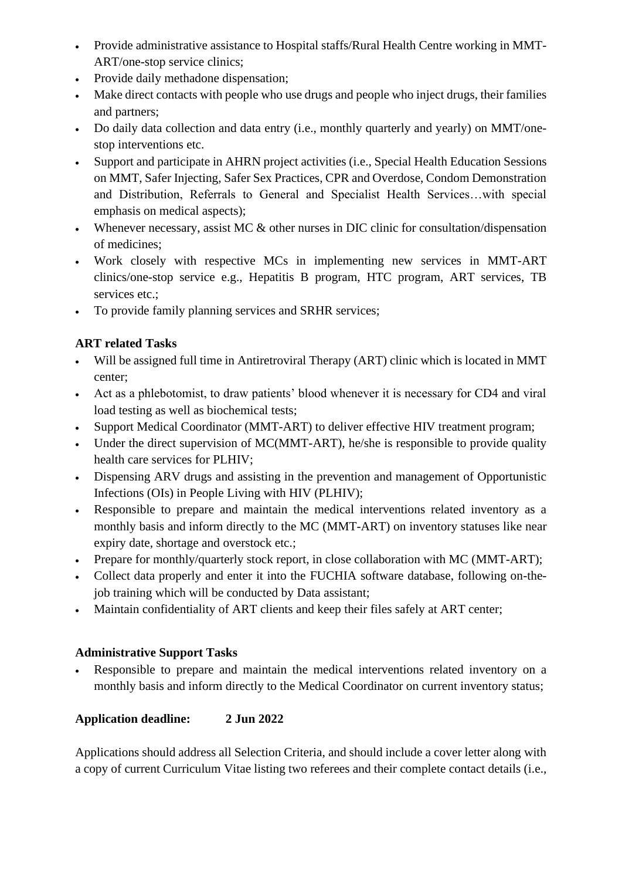- Provide administrative assistance to Hospital staffs/Rural Health Centre working in MMT-ART/one-stop service clinics;
- Provide daily methadone dispensation;
- Make direct contacts with people who use drugs and people who inject drugs, their families and partners;
- Do daily data collection and data entry (i.e., monthly quarterly and yearly) on MMT/one-stop interventions etc.
- Support and participate in AHRN project activities (i.e., Special Health Education Sessions on MMT, Safer Injecting, Safer Sex Practices, CPR and Overdose, Condom Demonstration and Distribution, Referrals to General and Specialist Health Services…with special emphasis on medical aspects);
- Whenever necessary, assist MC & other nurses in DIC clinic for consultation/dispensation of medicines;
- Work closely with respective MCs in implementing new services in MMT-ART clinics/one-stop service e.g., Hepatitis B program, HTC program, ART services, TB services etc.;
- To provide family planning services and SRHR services;

**ART related Tasks**

- Will be assigned full time in Antiretroviral Therapy (ART) clinic which is located in MMT center;
- Act as a phlebotomist, to draw patients' blood whenever it is necessary for CD4 and viral load testing as well as biochemical tests;
- Support Medical Coordinator (MMT-ART) to deliver effective HIV treatment program;
- Under the direct supervision of MC(MMT-ART), he/she is responsible to provide quality health care services for PLHIV;
- Dispensing ARV drugs and assisting in the prevention and management of Opportunistic Infections (OIs) in People Living with HIV (PLHIV);
- Responsible to prepare and maintain the medical interventions related inventory as a monthly basis and inform directly to the MC (MMT-ART) on inventory statuses like near expiry date, shortage and overstock etc.;
- Prepare for monthly/quarterly stock report, in close collaboration with MC (MMT-ART);
- Collect data properly and enter it into the FUCHIA software database, following on-the-job training which will be conducted by Data assistant;
- Maintain confidentiality of ART clients and keep their files safely at ART center;

**Administrative Support Tasks**

- Responsible to prepare and maintain the medical interventions related inventory on a monthly basis and inform directly to the Medical Coordinator on current inventory status;

**Application deadline: 2 Jun 2022**

Applications should address all Selection Criteria, and should include a cover letter along with a copy of current Curriculum Vitae listing two referees and their complete contact details (i.e.,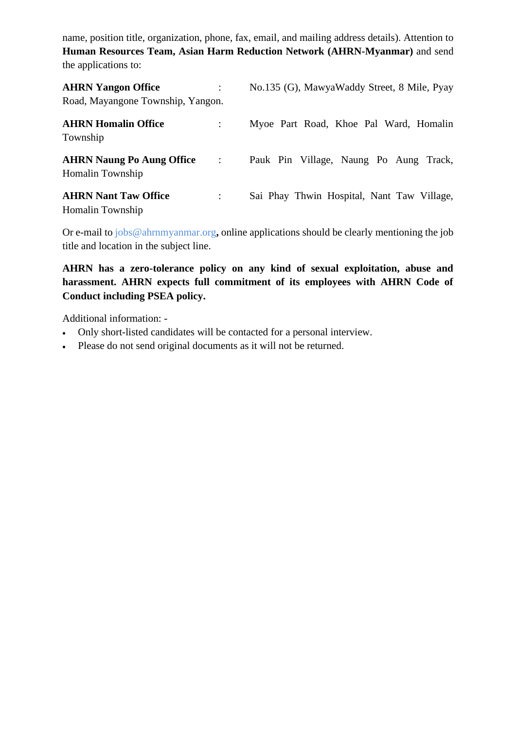name, position title, organization, phone, fax, email, and mailing address details). Attention to **Human Resources Team, Asian Harm Reduction Network (AHRN-Myanmar)** and send the applications to:

**AHRN Yangon Office** : No.135 (G), MawyaWaddy Street, 8 Mile, Pyay Road, Mayangone Township, Yangon.

**AHRN Homalin Office** : Myoe Part Road, Khoe Pal Ward, Homalin Township

**AHRN Naung Po Aung Office** : Pauk Pin Village, Naung Po Aung Track, Homalin Township

**AHRN Nant Taw Office** : Sai Phay Thwin Hospital, Nant Taw Village, Homalin Township

Or e-mail to jobs@ahrnmyanmar.org, online applications should be clearly mentioning the job title and location in the subject line.

**AHRN has a zero-tolerance policy on any kind of sexual exploitation, abuse and harassment. AHRN expects full commitment of its employees with AHRN Code of Conduct including PSEA policy.**

Additional information: -

- Only short-listed candidates will be contacted for a personal interview.
- Please do not send original documents as it will not be returned.